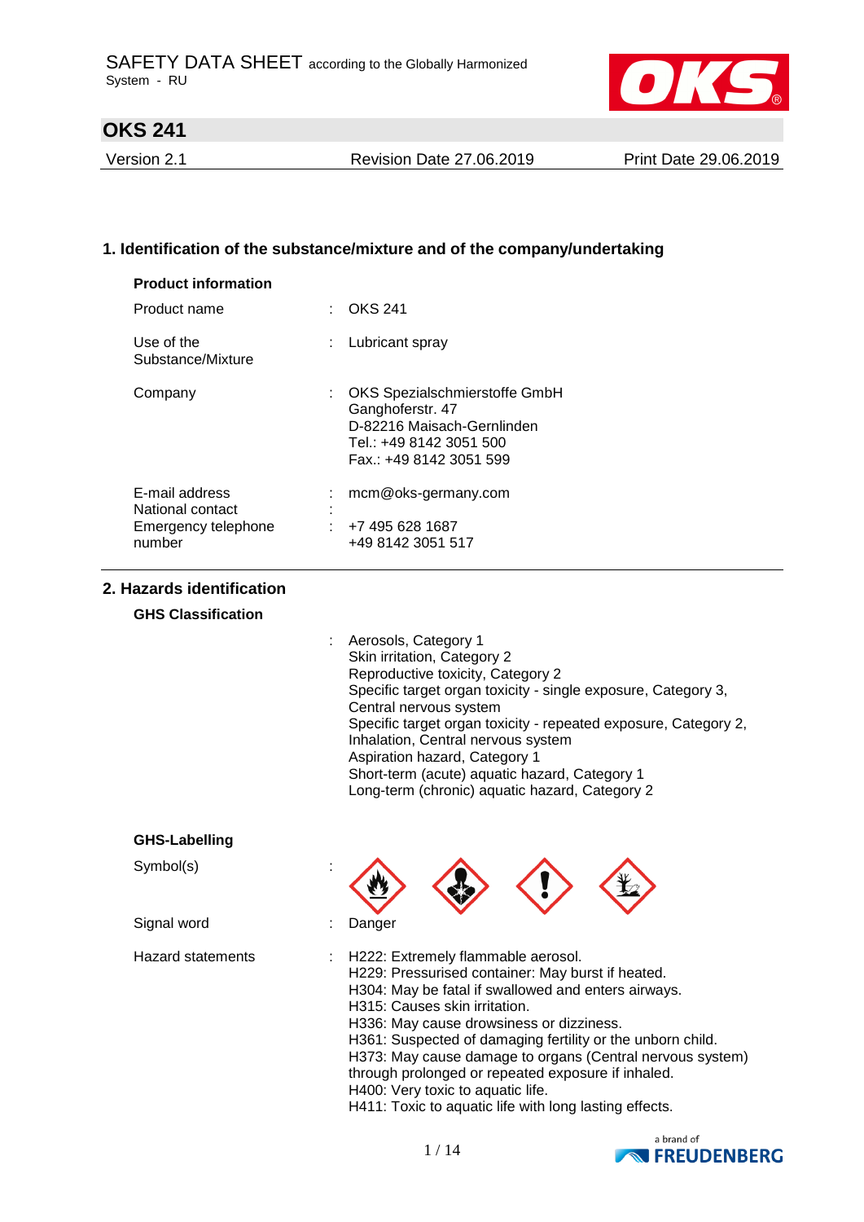SAFETY DATA SHEET according to the Globally Harmonized System - RU

# OKS 241

| Version 2.1 | Revision Date 27.06.2019 | Print Date 29.06.2019 |
|---|---|---|

## 1. Identification of the substance/mixture and of the company/undertaking

**Product information**

| | | |
|---|---|---|
| Product name | : | OKS 241 |
| Use of the Substance/Mixture | : | Lubricant spray |
| Company | : | OKS Spezialschmierstoffe GmbH<br>Ganghoferstr. 47<br>D-82216 Maisach-Gernlinden<br>Tel.: +49 8142 3051 500<br>Fax.: +49 8142 3051 599 |
| E-mail address | : | mcm@oks-germany.com |
| National contact | : | |
| Emergency telephone number | : | +7 495 628 1687<br>+49 8142 3051 517 |

## 2. Hazards identification

**GHS Classification**

: Aerosols, Category 1
Skin irritation, Category 2
Reproductive toxicity, Category 2
Specific target organ toxicity - single exposure, Category 3, Central nervous system
Specific target organ toxicity - repeated exposure, Category 2, Inhalation, Central nervous system
Aspiration hazard, Category 1
Short-term (acute) aquatic hazard, Category 1
Long-term (chronic) aquatic hazard, Category 2

**GHS-Labelling**

| | | |
|---|---|---|
| Symbol(s) | : | |
| Signal word | : | Danger |
| Hazard statements | : | H222: Extremely flammable aerosol.<br>H229: Pressurised container: May burst if heated.<br>H304: May be fatal if swallowed and enters airways.<br>H315: Causes skin irritation.<br>H336: May cause drowsiness or dizziness.<br>H361: Suspected of damaging fertility or the unborn child.<br>H373: May cause damage to organs (Central nervous system) through prolonged or repeated exposure if inhaled.<br>H400: Very toxic to aquatic life.<br>H411: Toxic to aquatic life with long lasting effects. |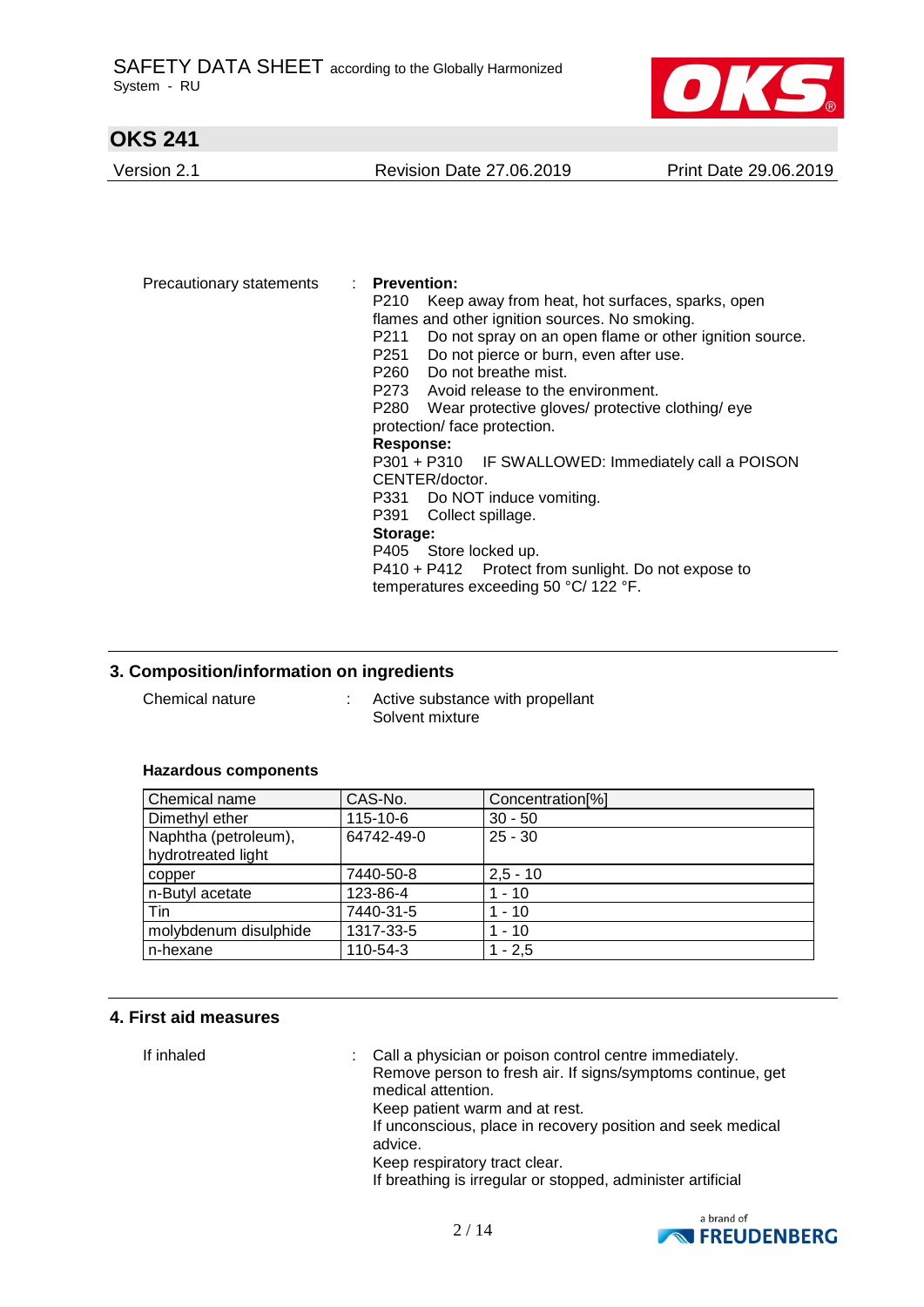Precautionary statements : **Prevention:**
P210 Keep away from heat, hot surfaces, sparks, open flames and other ignition sources. No smoking.
P211 Do not spray on an open flame or other ignition source.
P251 Do not pierce or burn, even after use.
P260 Do not breathe mist.
P273 Avoid release to the environment.
P280 Wear protective gloves/ protective clothing/ eye protection/ face protection.
**Response:**
P301 + P310 IF SWALLOWED: Immediately call a POISON CENTER/doctor.
P331 Do NOT induce vomiting.
P391 Collect spillage.
**Storage:**
P405 Store locked up.
P410 + P412 Protect from sunlight. Do not expose to temperatures exceeding 50 °C/ 122 °F.

## 3. Composition/information on ingredients

Chemical nature : Active substance with propellant
Solvent mixture

**Hazardous components**

| Chemical name | CAS-No. | Concentration[%] |
|---|---|---|
| Dimethyl ether | 115-10-6 | 30 - 50 |
| Naphtha (petroleum), hydrotreated light | 64742-49-0 | 25 - 30 |
| copper | 7440-50-8 | 2,5 - 10 |
| n-Butyl acetate | 123-86-4 | 1 - 10 |
| Tin | 7440-31-5 | 1 - 10 |
| molybdenum disulphide | 1317-33-5 | 1 - 10 |
| n-hexane | 110-54-3 | 1 - 2,5 |

## 4. First aid measures

If inhaled : Call a physician or poison control centre immediately.
Remove person to fresh air. If signs/symptoms continue, get medical attention.
Keep patient warm and at rest.
If unconscious, place in recovery position and seek medical advice.
Keep respiratory tract clear.
If breathing is irregular or stopped, administer artificial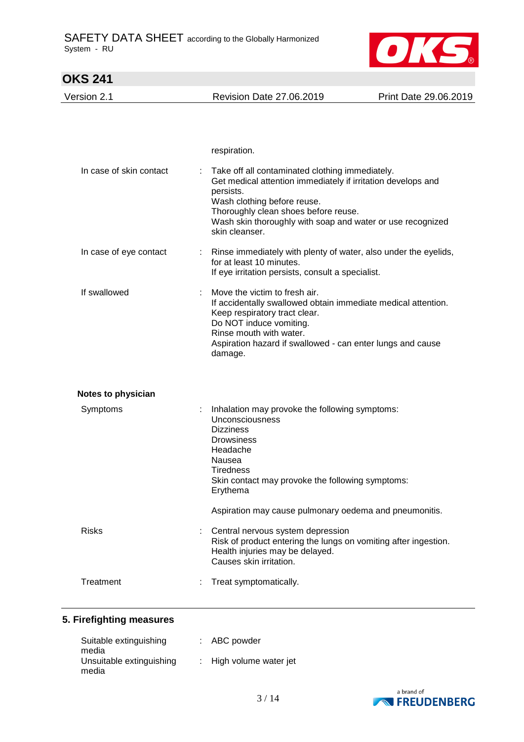respiration.

| | | |
|---|---|---|
| In case of skin contact | : | Take off all contaminated clothing immediately.<br>Get medical attention immediately if irritation develops and persists.<br>Wash clothing before reuse.<br>Thoroughly clean shoes before reuse.<br>Wash skin thoroughly with soap and water or use recognized skin cleanser. |
| In case of eye contact | : | Rinse immediately with plenty of water, also under the eyelids, for at least 10 minutes.<br>If eye irritation persists, consult a specialist. |
| If swallowed | : | Move the victim to fresh air.<br>If accidentally swallowed obtain immediate medical attention.<br>Keep respiratory tract clear.<br>Do NOT induce vomiting.<br>Rinse mouth with water.<br>Aspiration hazard if swallowed - can enter lungs and cause damage. |

**Notes to physician**

| | | |
|---|---|---|
| Symptoms | : | Inhalation may provoke the following symptoms:<br>Unconsciousness<br>Dizziness<br>Drowsiness<br>Headache<br>Nausea<br>Tiredness<br>Skin contact may provoke the following symptoms:<br>Erythema<br><br>Aspiration may cause pulmonary oedema and pneumonitis. |
| Risks | : | Central nervous system depression<br>Risk of product entering the lungs on vomiting after ingestion.<br>Health injuries may be delayed.<br>Causes skin irritation. |
| Treatment | : | Treat symptomatically. |

## 5. Firefighting measures

| | | |
|---|---|---|
| Suitable extinguishing media | : | ABC powder |
| Unsuitable extinguishing media | : | High volume water jet |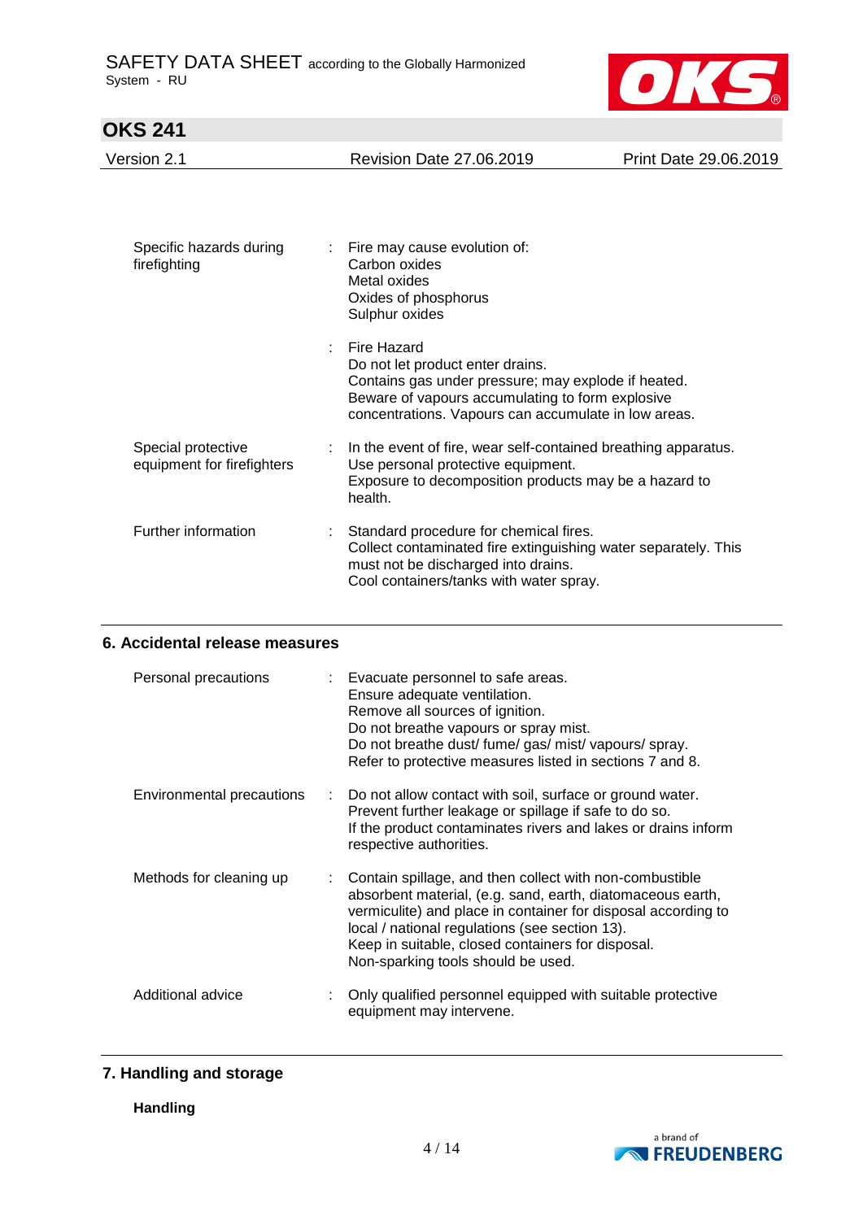| | | |
|---|---|---|
| Specific hazards during firefighting | : | Fire may cause evolution of:<br>Carbon oxides<br>Metal oxides<br>Oxides of phosphorus<br>Sulphur oxides |
| | : | Fire Hazard<br>Do not let product enter drains.<br>Contains gas under pressure; may explode if heated.<br>Beware of vapours accumulating to form explosive concentrations. Vapours can accumulate in low areas. |
| Special protective equipment for firefighters | : | In the event of fire, wear self-contained breathing apparatus.<br>Use personal protective equipment.<br>Exposure to decomposition products may be a hazard to health. |
| Further information | : | Standard procedure for chemical fires.<br>Collect contaminated fire extinguishing water separately. This must not be discharged into drains.<br>Cool containers/tanks with water spray. |

## 6. Accidental release measures

| | | |
|---|---|---|
| Personal precautions | : | Evacuate personnel to safe areas.<br>Ensure adequate ventilation.<br>Remove all sources of ignition.<br>Do not breathe vapours or spray mist.<br>Do not breathe dust/ fume/ gas/ mist/ vapours/ spray.<br>Refer to protective measures listed in sections 7 and 8. |
| Environmental precautions | : | Do not allow contact with soil, surface or ground water.<br>Prevent further leakage or spillage if safe to do so.<br>If the product contaminates rivers and lakes or drains inform respective authorities. |
| Methods for cleaning up | : | Contain spillage, and then collect with non-combustible absorbent material, (e.g. sand, earth, diatomaceous earth, vermiculite) and place in container for disposal according to local / national regulations (see section 13).<br>Keep in suitable, closed containers for disposal.<br>Non-sparking tools should be used. |
| Additional advice | : | Only qualified personnel equipped with suitable protective equipment may intervene. |

## 7. Handling and storage

**Handling**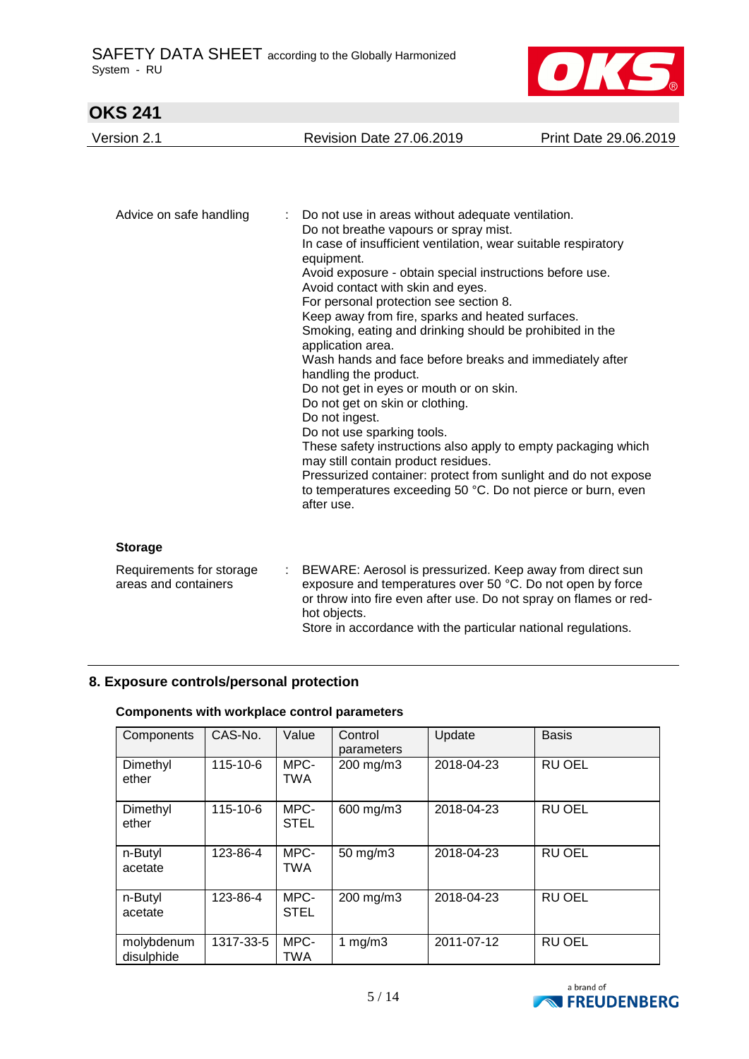Advice on safe handling : Do not use in areas without adequate ventilation.
Do not breathe vapours or spray mist.
In case of insufficient ventilation, wear suitable respiratory equipment.
Avoid exposure - obtain special instructions before use.
Avoid contact with skin and eyes.
For personal protection see section 8.
Keep away from fire, sparks and heated surfaces.
Smoking, eating and drinking should be prohibited in the application area.
Wash hands and face before breaks and immediately after handling the product.
Do not get in eyes or mouth or on skin.
Do not get on skin or clothing.
Do not ingest.
Do not use sparking tools.
These safety instructions also apply to empty packaging which may still contain product residues.
Pressurized container: protect from sunlight and do not expose to temperatures exceeding 50 °C. Do not pierce or burn, even after use.

**Storage**

Requirements for storage areas and containers : BEWARE: Aerosol is pressurized. Keep away from direct sun exposure and temperatures over 50 °C. Do not open by force or throw into fire even after use. Do not spray on flames or red-hot objects.
Store in accordance with the particular national regulations.

## 8. Exposure controls/personal protection

**Components with workplace control parameters**

| Components | CAS-No. | Value | Control parameters | Update | Basis |
|---|---|---|---|---|---|
| Dimethyl ether | 115-10-6 | MPC-TWA | 200 mg/m3 | 2018-04-23 | RU OEL |
| Dimethyl ether | 115-10-6 | MPC-STEL | 600 mg/m3 | 2018-04-23 | RU OEL |
| n-Butyl acetate | 123-86-4 | MPC-TWA | 50 mg/m3 | 2018-04-23 | RU OEL |
| n-Butyl acetate | 123-86-4 | MPC-STEL | 200 mg/m3 | 2018-04-23 | RU OEL |
| molybdenum disulphide | 1317-33-5 | MPC-TWA | 1 mg/m3 | 2011-07-12 | RU OEL |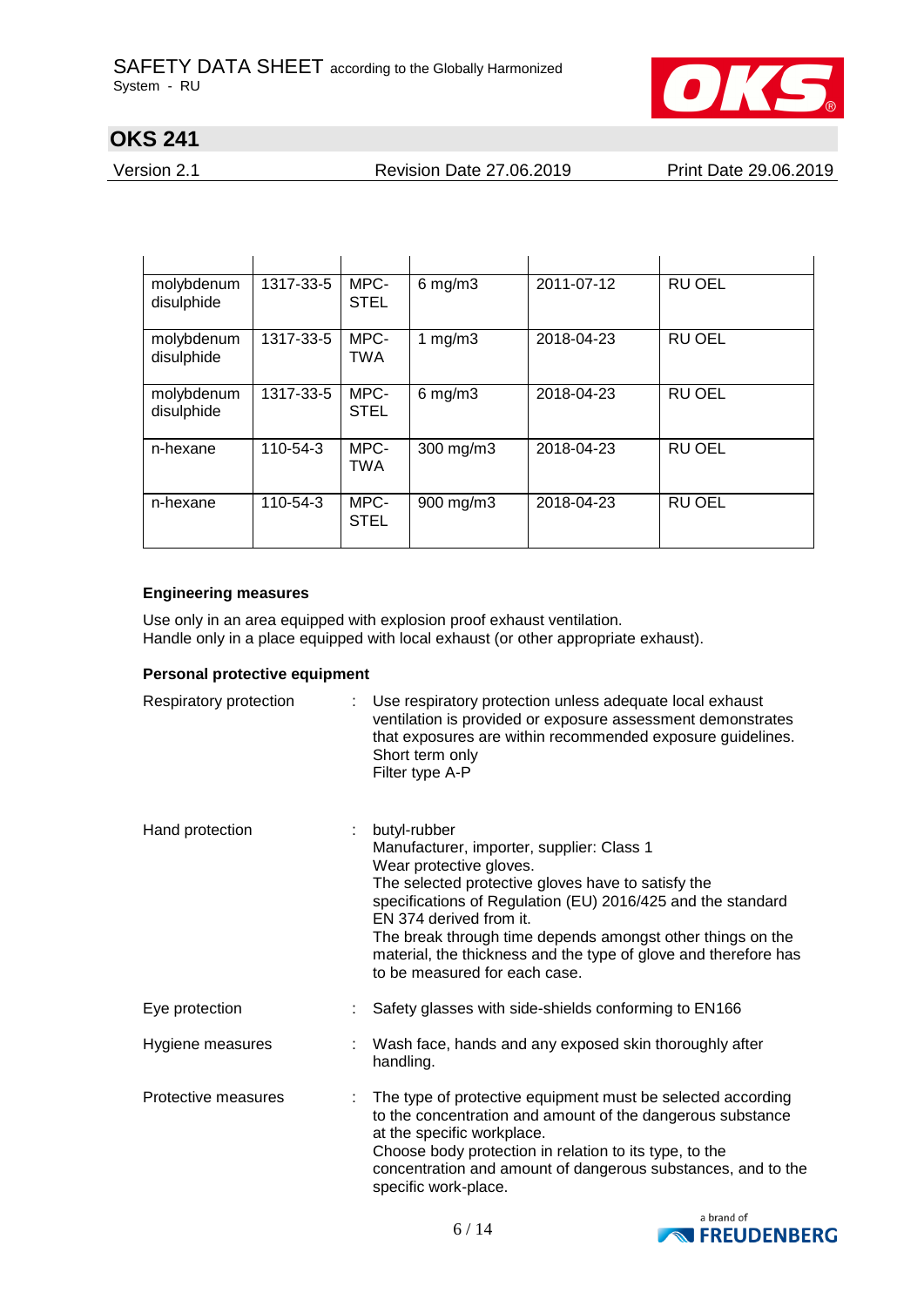| | | | | | |
|---|---|---|---|---|---|
| molybdenum disulphide | 1317-33-5 | MPC-STEL | 6 mg/m3 | 2011-07-12 | RU OEL |
| molybdenum disulphide | 1317-33-5 | MPC-TWA | 1 mg/m3 | 2018-04-23 | RU OEL |
| molybdenum disulphide | 1317-33-5 | MPC-STEL | 6 mg/m3 | 2018-04-23 | RU OEL |
| n-hexane | 110-54-3 | MPC-TWA | 300 mg/m3 | 2018-04-23 | RU OEL |
| n-hexane | 110-54-3 | MPC-STEL | 900 mg/m3 | 2018-04-23 | RU OEL |

**Engineering measures**

Use only in an area equipped with explosion proof exhaust ventilation.
Handle only in a place equipped with local exhaust (or other appropriate exhaust).

**Personal protective equipment**

Respiratory protection : Use respiratory protection unless adequate local exhaust ventilation is provided or exposure assessment demonstrates that exposures are within recommended exposure guidelines.
Short term only
Filter type A-P

Hand protection : butyl-rubber
Manufacturer, importer, supplier: Class 1
Wear protective gloves.
The selected protective gloves have to satisfy the specifications of Regulation (EU) 2016/425 and the standard EN 374 derived from it.
The break through time depends amongst other things on the material, the thickness and the type of glove and therefore has to be measured for each case.

Eye protection : Safety glasses with side-shields conforming to EN166

Hygiene measures : Wash face, hands and any exposed skin thoroughly after handling.

Protective measures : The type of protective equipment must be selected according to the concentration and amount of the dangerous substance at the specific workplace.
Choose body protection in relation to its type, to the concentration and amount of dangerous substances, and to the specific work-place.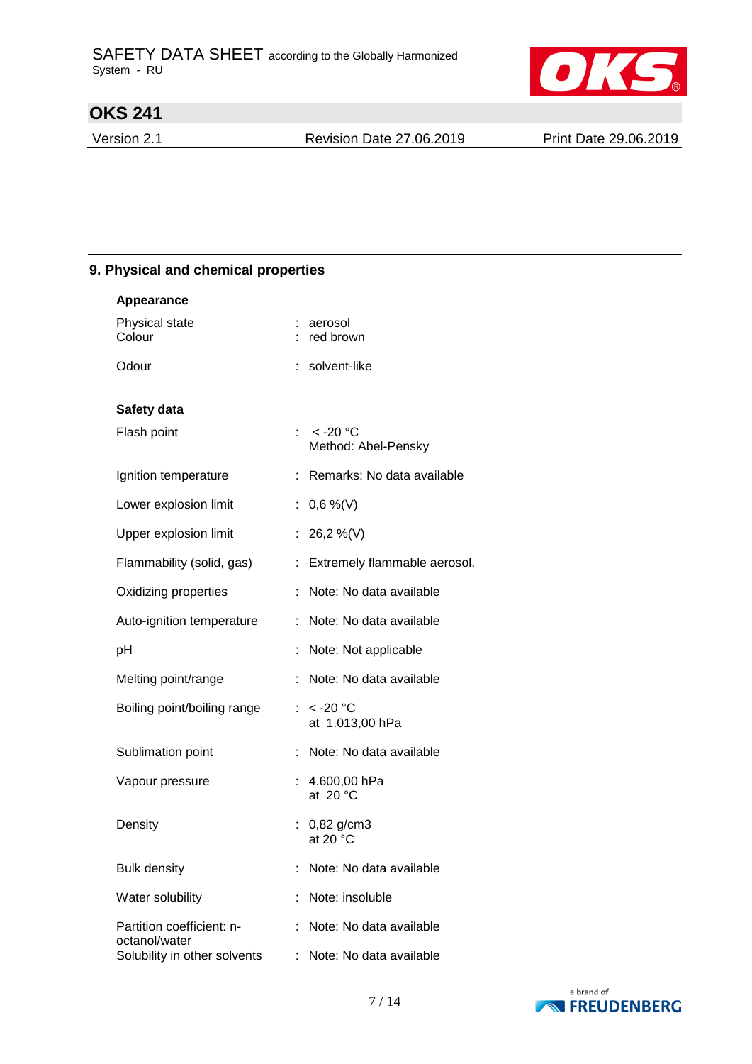## 9. Physical and chemical properties

**Appearance**

| | |
|---|---|
| Physical state | : aerosol |
| Colour | : red brown |
| Odour | : solvent-like |

**Safety data**

| | |
|---|---|
| Flash point | : < -20 °C<br>Method: Abel-Pensky |
| Ignition temperature | : Remarks: No data available |
| Lower explosion limit | : 0,6 %(V) |
| Upper explosion limit | : 26,2 %(V) |
| Flammability (solid, gas) | : Extremely flammable aerosol. |
| Oxidizing properties | : Note: No data available |
| Auto-ignition temperature | : Note: No data available |
| pH | : Note: Not applicable |
| Melting point/range | : Note: No data available |
| Boiling point/boiling range | : < -20 °C<br>at 1.013,00 hPa |
| Sublimation point | : Note: No data available |
| Vapour pressure | : 4.600,00 hPa<br>at 20 °C |
| Density | : 0,82 g/cm3<br>at 20 °C |
| Bulk density | : Note: No data available |
| Water solubility | : Note: insoluble |
| Partition coefficient: n-octanol/water | : Note: No data available |
| Solubility in other solvents | : Note: No data available |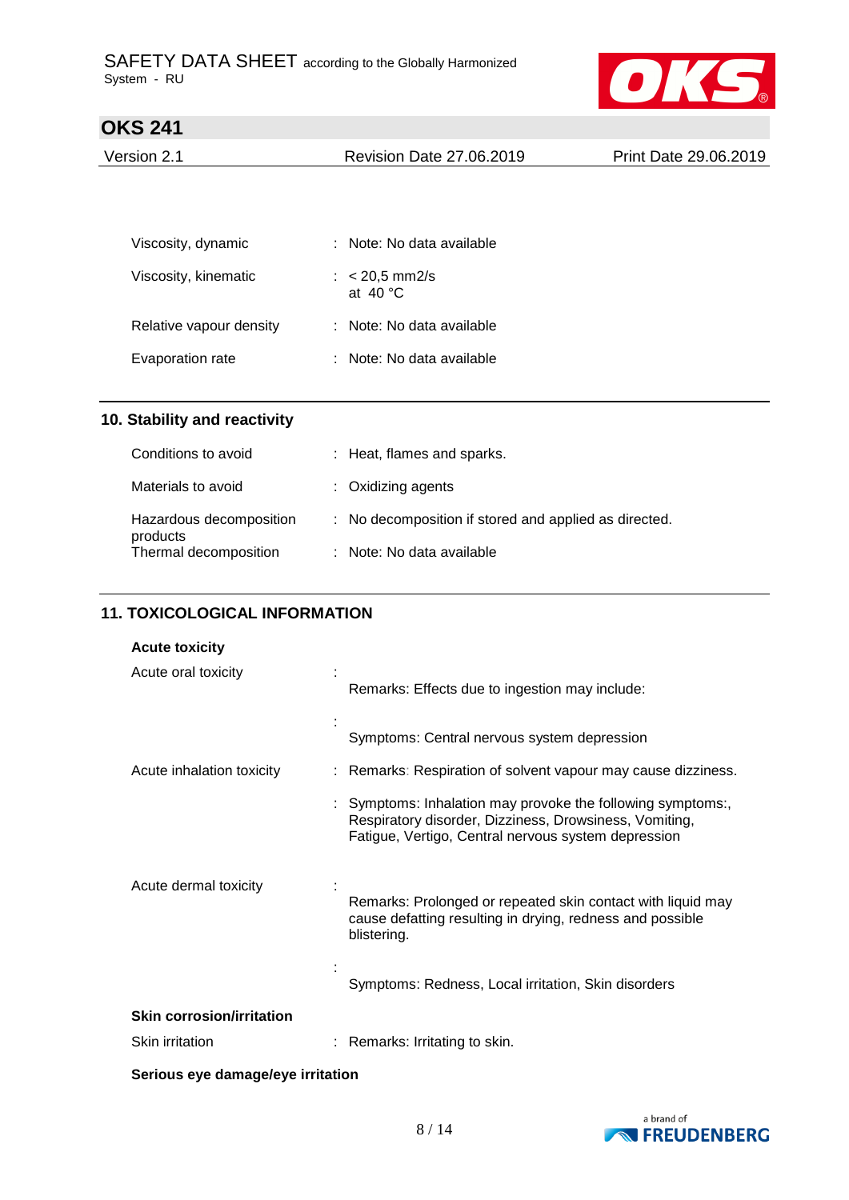| | | |
|---|---|---|
| Viscosity, dynamic | : | Note: No data available |
| Viscosity, kinematic | : | < 20,5 mm2/s at 40 °C |
| Relative vapour density | : | Note: No data available |
| Evaporation rate | : | Note: No data available |

## 10. Stability and reactivity

| | | |
|---|---|---|
| Conditions to avoid | : | Heat, flames and sparks. |
| Materials to avoid | : | Oxidizing agents |
| Hazardous decomposition products | : | No decomposition if stored and applied as directed. |
| Thermal decomposition | : | Note: No data available |

## 11. TOXICOLOGICAL INFORMATION

**Acute toxicity**

| | | |
|---|---|---|
| Acute oral toxicity | : | Remarks: Effects due to ingestion may include: |
| | : | Symptoms: Central nervous system depression |
| Acute inhalation toxicity | : | Remarks: Respiration of solvent vapour may cause dizziness. |
| | : | Symptoms: Inhalation may provoke the following symptoms:, Respiratory disorder, Dizziness, Drowsiness, Vomiting, Fatigue, Vertigo, Central nervous system depression |
| Acute dermal toxicity | : | Remarks: Prolonged or repeated skin contact with liquid may cause defatting resulting in drying, redness and possible blistering. |
| | : | Symptoms: Redness, Local irritation, Skin disorders |

**Skin corrosion/irritation**

| | | |
|---|---|---|
| Skin irritation | : | Remarks: Irritating to skin. |

**Serious eye damage/eye irritation**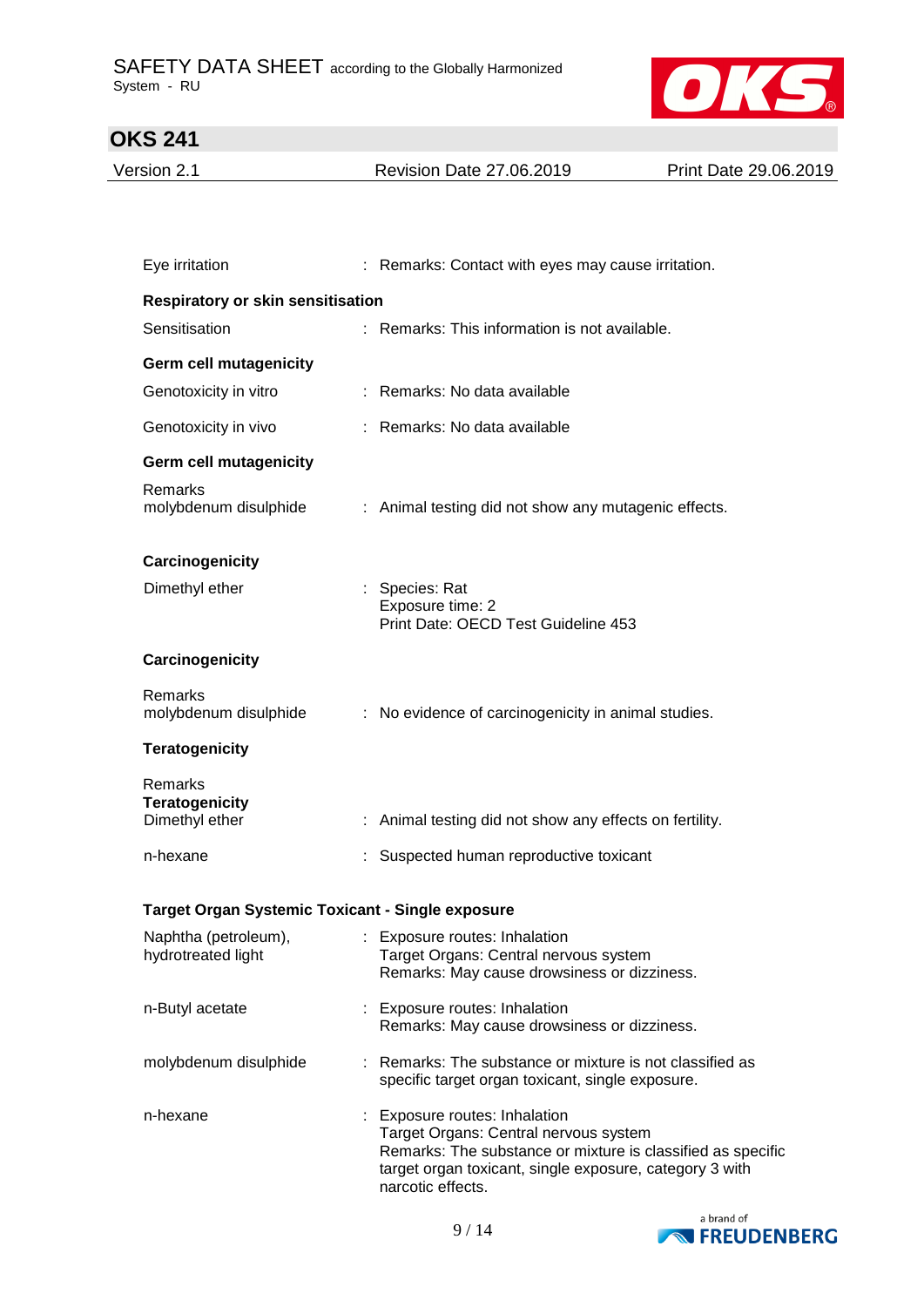Eye irritation : Remarks: Contact with eyes may cause irritation.

**Respiratory or skin sensitisation**

Sensitisation : Remarks: This information is not available.

**Germ cell mutagenicity**

Genotoxicity in vitro : Remarks: No data available

Genotoxicity in vivo : Remarks: No data available

**Germ cell mutagenicity**

Remarks
molybdenum disulphide : Animal testing did not show any mutagenic effects.

**Carcinogenicity**

Dimethyl ether : Species: Rat
Exposure time: 2
Print Date: OECD Test Guideline 453

**Carcinogenicity**

Remarks
molybdenum disulphide : No evidence of carcinogenicity in animal studies.

**Teratogenicity**

Remarks
**Teratogenicity**
Dimethyl ether : Animal testing did not show any effects on fertility.

n-hexane : Suspected human reproductive toxicant

**Target Organ Systemic Toxicant - Single exposure**

Naphtha (petroleum), hydrotreated light : Exposure routes: Inhalation
Target Organs: Central nervous system
Remarks: May cause drowsiness or dizziness.

n-Butyl acetate : Exposure routes: Inhalation
Remarks: May cause drowsiness or dizziness.

molybdenum disulphide : Remarks: The substance or mixture is not classified as specific target organ toxicant, single exposure.

n-hexane : Exposure routes: Inhalation
Target Organs: Central nervous system
Remarks: The substance or mixture is classified as specific target organ toxicant, single exposure, category 3 with narcotic effects.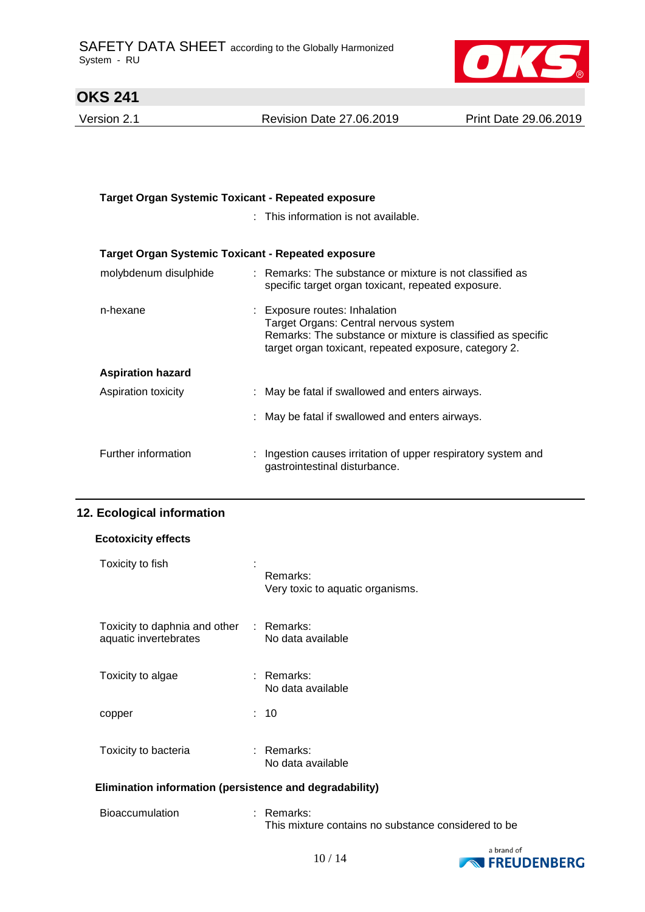**Target Organ Systemic Toxicant - Repeated exposure**

: This information is not available.

**Target Organ Systemic Toxicant - Repeated exposure**

| | |
|---|---|
| molybdenum disulphide | : Remarks: The substance or mixture is not classified as specific target organ toxicant, repeated exposure. |
| n-hexane | : Exposure routes: Inhalation<br>Target Organs: Central nervous system<br>Remarks: The substance or mixture is classified as specific target organ toxicant, repeated exposure, category 2. |

**Aspiration hazard**

| | |
|---|---|
| Aspiration toxicity | : May be fat­al if swallowed and enters airways. |
| | : May be fatal if swallowed and enters airways. |
| Further information | : Ingestion causes irritation of upper respiratory system and gastrointestinal disturbance. |

## 12. Ecological information

**Ecotoxicity effects**

| | |
|---|---|
| Toxicity to fish | : Remarks:<br>Very toxic to aquatic organisms. |
| Toxicity to daphnia and other aquatic invertebrates | : Remarks:<br>No data available |
| Toxicity to algae | : Remarks:<br>No data available |
| copper | : 10 |
| Toxicity to bacteria | : Remarks:<br>No data available |

**Elimination information (persistence and degradability)**

| | |
|---|---|
| Bioaccumulation | : Remarks:<br>This mixture contains no substance considered to be |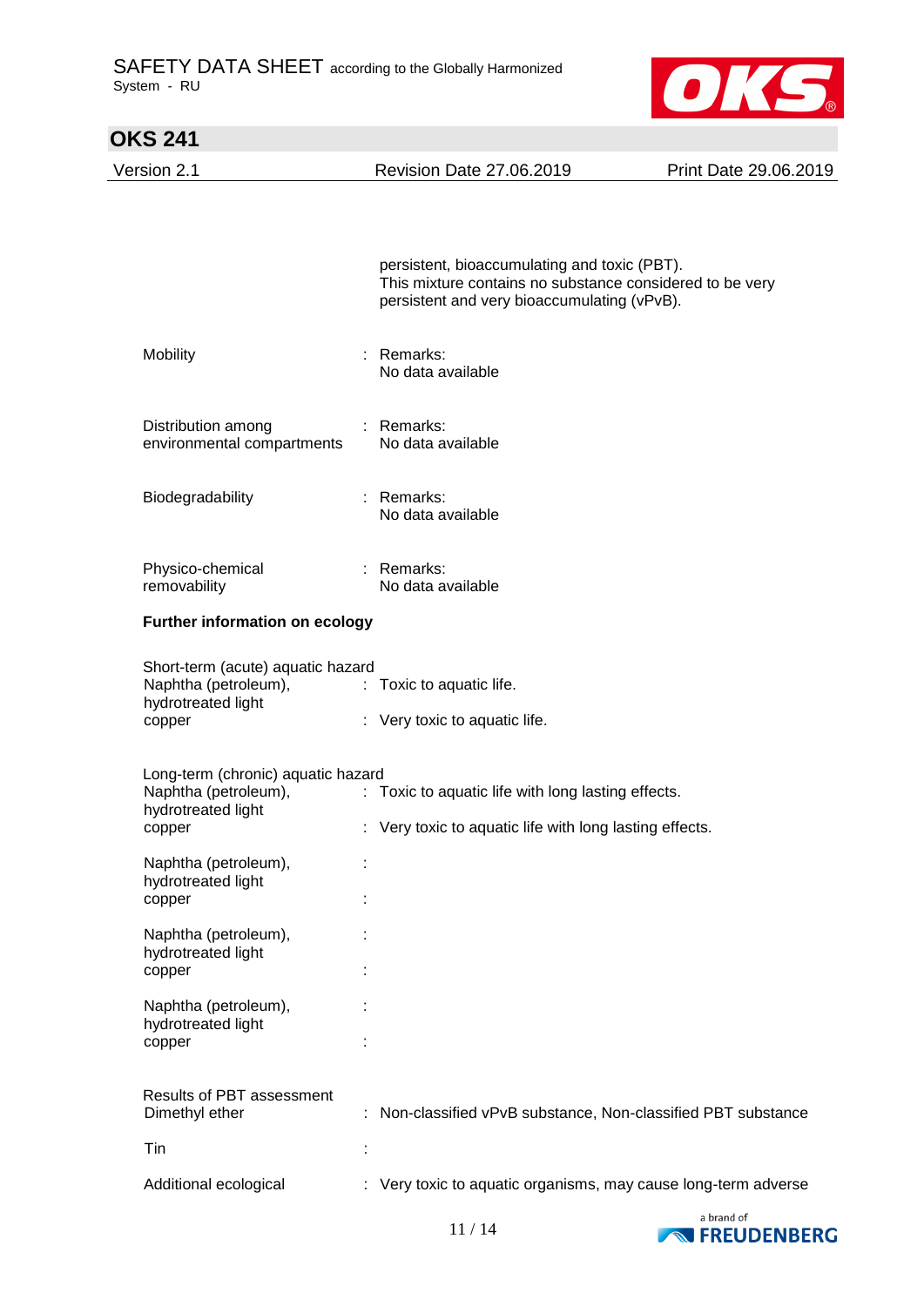persistent, bioaccumulating and toxic (PBT).
This mixture contains no substance considered to be very persistent and very bioaccumulating (vPvB).

Mobility : Remarks:
No data available

Distribution among environmental compartments : Remarks:
No data available

Biodegradability : Remarks:
No data available

Physico-chemical removability : Remarks:
No data available

**Further information on ecology**

Short-term (acute) aquatic hazard
Naphtha (petroleum), hydrotreated light : Toxic to aquatic life.
copper : Very toxic to aquatic life.

Long-term (chronic) aquatic hazard
Naphtha (petroleum), hydrotreated light : Toxic to aquatic life with long lasting effects.
copper : Very toxic to aquatic life with long lasting effects.

Naphtha (petroleum), hydrotreated light :
copper :

Naphtha (petroleum), hydrotreated light :
copper :

Naphtha (petroleum), hydrotreated light :
copper :

Results of PBT assessment
Dimethyl ether : Non-classified vPvB substance, Non-classified PBT substance

Tin :

Additional ecological : Very toxic to aquatic organisms, may cause long-term adverse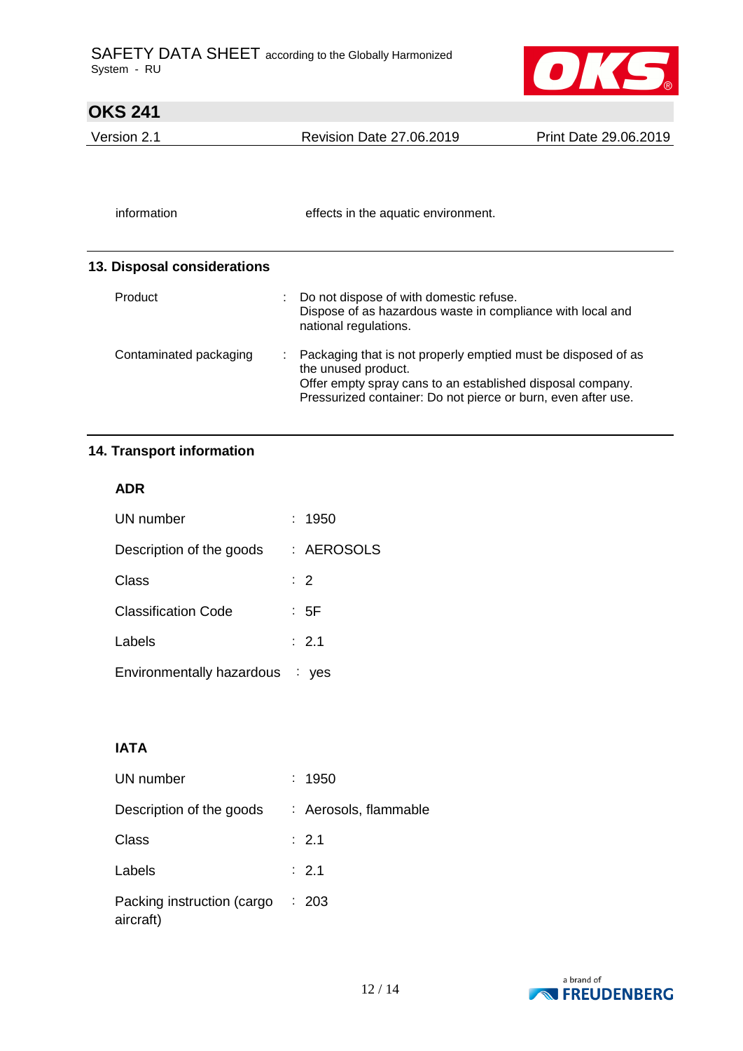| | |
|---|---|
| information | effects in the aquatic environment. |

## 13. Disposal considerations

| | |
|---|---|
| Product | : Do not dispose of with domestic refuse.<br>Dispose of as hazardous waste in compliance with local and national regulations. |
| Contaminated packaging | : Packaging that is not properly emptied must be disposed of as the unused product.<br>Offer empty spray cans to an established disposal company.<br>Pressurized container: Do not pierce or burn, even after use. |

## 14. Transport information

### ADR

| | |
|---|---|
| UN number | : 1950 |
| Description of the goods | : AEROSOLS |
| Class | : 2 |
| Classification Code | : 5F |
| Labels | : 2.1 |
| Environmentally hazardous | : yes |

### IATA

| | |
|---|---|
| UN number | : 1950 |
| Description of the goods | : Aerosols, flammable |
| Class | : 2.1 |
| Labels | : 2.1 |
| Packing instruction (cargo aircraft) | : 203 |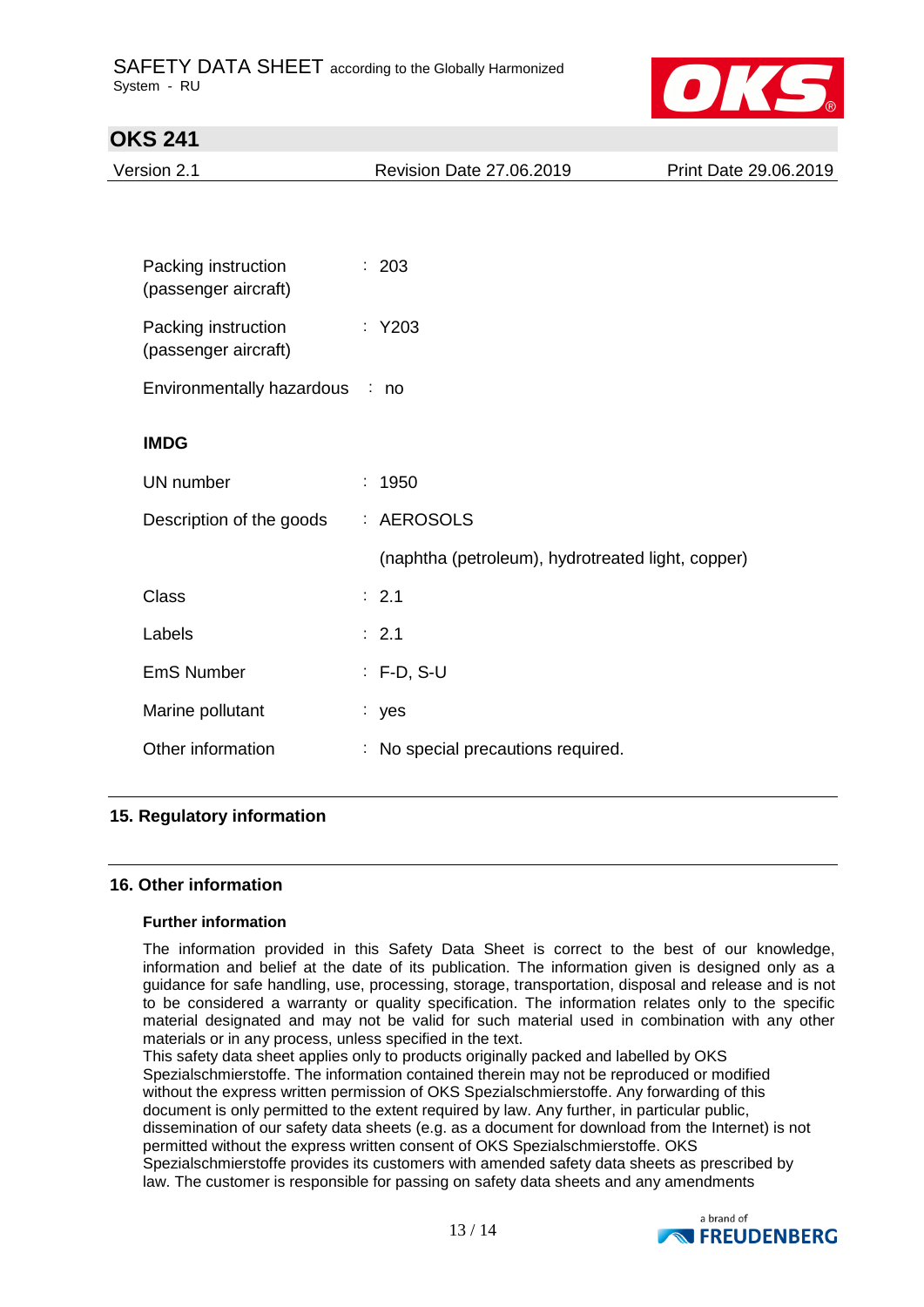| | |
|---|---|
| Packing instruction (passenger aircraft) | : 203 |
| Packing instruction (passenger aircraft) | : Y203 |
| Environmentally hazardous | : no |

**IMDG**

| | |
|---|---|
| UN number | : 1950 |
| Description of the goods | : AEROSOLS |
| | (naphtha (petroleum), hydrotreated light, copper) |
| Class | : 2.1 |
| Labels | : 2.1 |
| EmS Number | : F-D, S-U |
| Marine pollutant | : yes |
| Other information | : No special precautions required. |

## 15. Regulatory information

## 16. Other information

### Further information

The information provided in this Safety Data Sheet is correct to the best of our knowledge, information and belief at the date of its publication. The information given is designed only as a guidance for safe handling, use, processing, storage, transportation, disposal and release and is not to be considered a warranty or quality specification. The information relates only to the specific material designated and may not be valid for such material used in combination with any other materials or in any process, unless specified in the text.
This safety data sheet applies only to products originally packed and labelled by OKS Spezialschmierstoffe. The information contained therein may not be reproduced or modified without the express written permission of OKS Spezialschmierstoffe. Any forwarding of this document is only permitted to the extent required by law. Any further, in particular public, dissemination of our safety data sheets (e.g. as a document for download from the Internet) is not permitted without the express written consent of OKS Spezialschmierstoffe. OKS Spezialschmierstoffe provides its customers with amended safety data sheets as prescribed by law. The customer is responsible for passing on safety data sheets and any amendments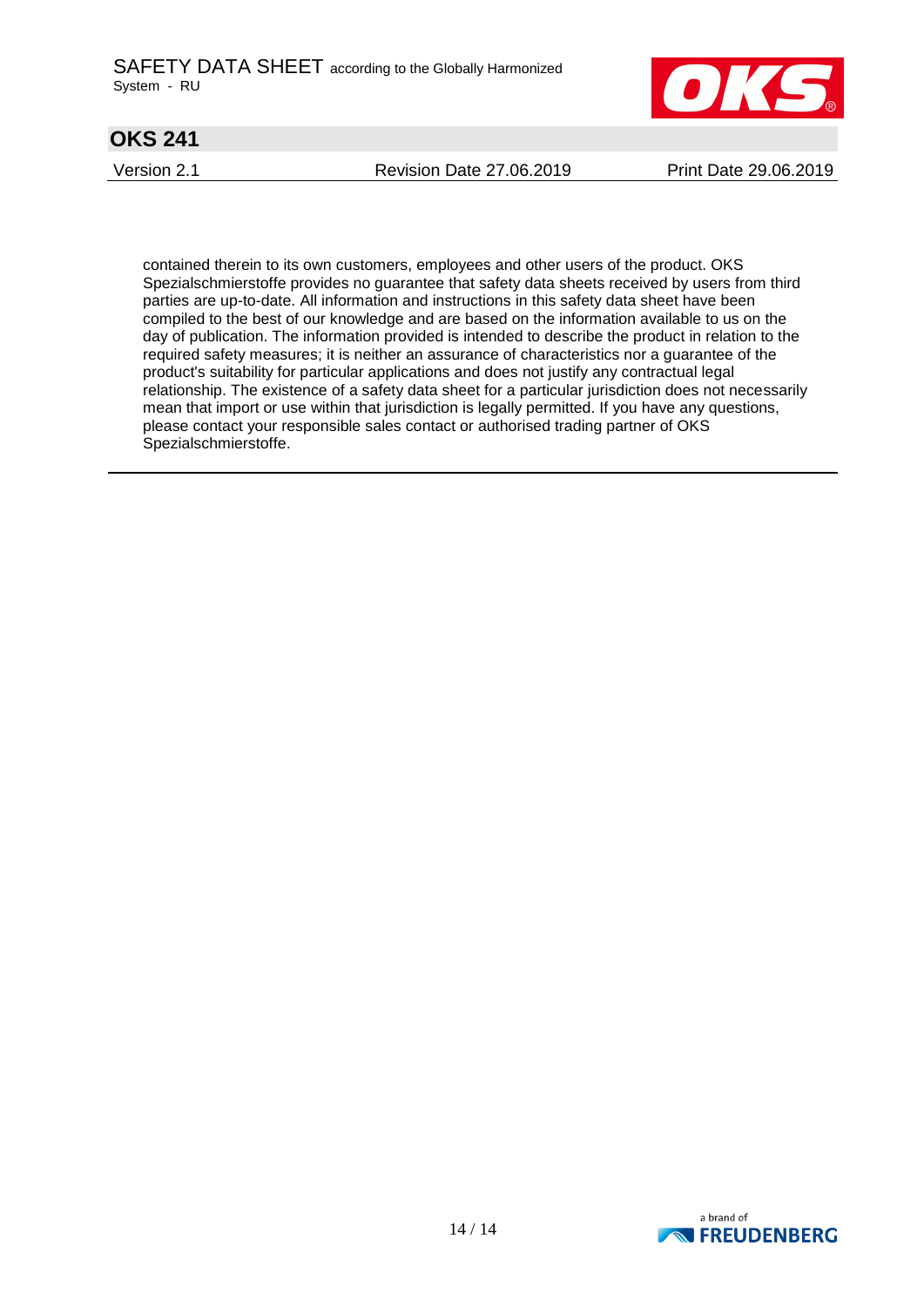contained therein to its own customers, employees and other users of the product. OKS Spezialschmierstoffe provides no guarantee that safety data sheets received by users from third parties are up-to-date. All information and instructions in this safety data sheet have been compiled to the best of our knowledge and are based on the information available to us on the day of publication. The information provided is intended to describe the product in relation to the required safety measures; it is neither an assurance of characteristics nor a guarantee of the product's suitability for particular applications and does not justify any contractual legal relationship. The existence of a safety data sheet for a particular jurisdiction does not necessarily mean that import or use within that jurisdiction is legally permitted. If you have any questions, please contact your responsible sales contact or authorised trading partner of OKS Spezialschmierstoffe.